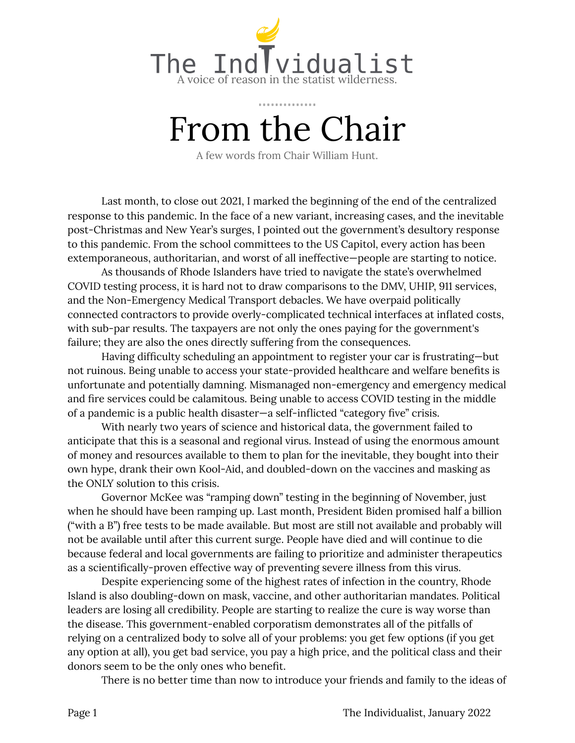# The Individualist

A voice of reason in the statist wilderness.

## From the Chair

A few words from Chair William Hunt.

Last month, to close out 2021, I marked the beginning of the end of the centralized response to this pandemic. In the face of a new variant, increasing cases, and the inevitable post-Christmas and New Year's surges, I pointed out the government's desultory response to this pandemic. From the school committees to the US Capitol, every action has been extemporaneous, authoritarian, and worst of all ineffective—people are starting to notice.

As thousands of Rhode Islanders have tried to navigate the state's overwhelmed COVID testing process, it is hard not to draw comparisons to the DMV, UHIP, 911 services, and the Non-Emergency Medical Transport debacles. We have overpaid politically connected contractors to provide overly-complicated technical interfaces at inflated costs, with sub-par results. The taxpayers are not only the ones paying for the government's failure; they are also the ones directly suffering from the consequences.

Having difficulty scheduling an appointment to register your car is frustrating—but not ruinous. Being unable to access your state-provided healthcare and welfare benefits is unfortunate and potentially damning. Mismanaged non-emergency and emergency medical and fire services could be calamitous. Being unable to access COVID testing in the middle of a pandemic is a public health disaster—a self-inflicted "category five" crisis.

With nearly two years of science and historical data, the government failed to anticipate that this is a seasonal and regional virus. Instead of using the enormous amount of money and resources available to them to plan for the inevitable, they bought into their own hype, drank their own Kool-Aid, and doubled-down on the vaccines and masking as the ONLY solution to this crisis.

Governor McKee was "ramping down" testing in the beginning of November, just when he should have been ramping up. Last month, President Biden promised half a billion ("with a B") free tests to be made available. But most are still not available and probably will not be available until after this current surge. People have died and will continue to die because federal and local governments are failing to prioritize and administer therapeutics as a scientifically-proven effective way of preventing severe illness from this virus.

Despite experiencing some of the highest rates of infection in the country, Rhode Island is also doubling-down on mask, vaccine, and other authoritarian mandates. Political leaders are losing all credibility. People are starting to realize the cure is way worse than the disease. This government-enabled corporatism demonstrates all of the pitfalls of relying on a centralized body to solve all of your problems: you get few options (if you get any option at all), you get bad service, you pay a high price, and the political class and their donors seem to be the only ones who benefit.

There is no better time than now to introduce your friends and family to the ideas of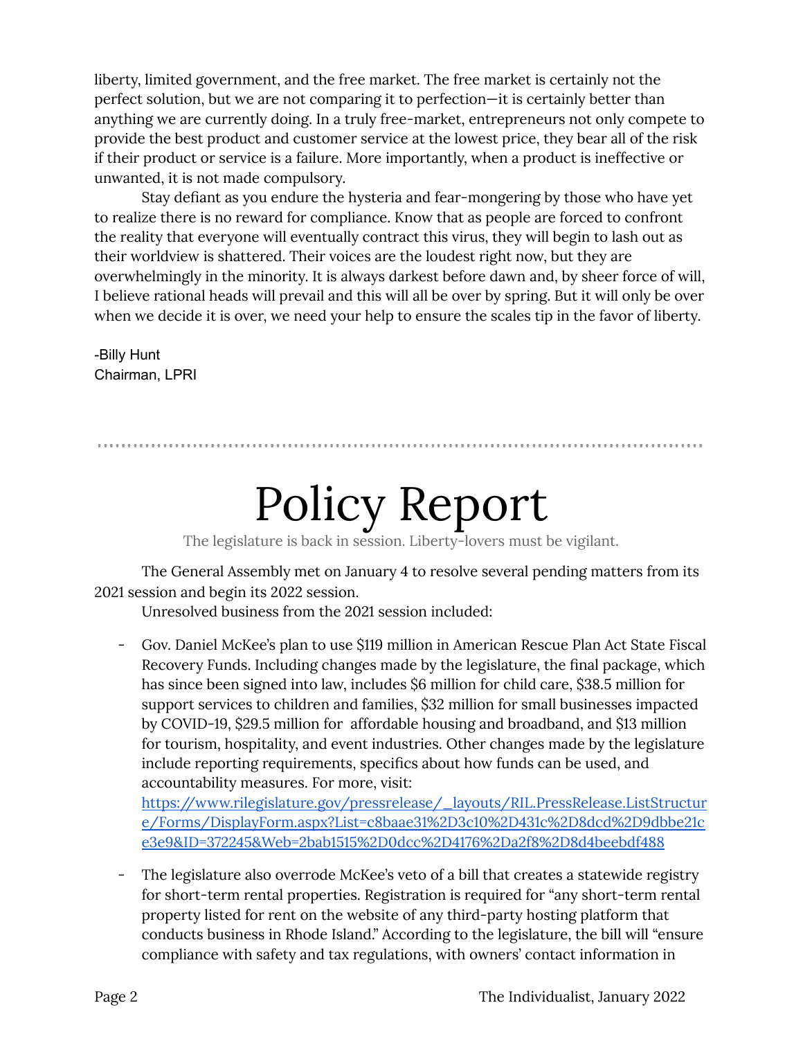liberty, limited government, and the free market. The free market is certainly not the perfect solution, but we are not comparing it to perfection—it is certainly better than anything we are currently doing. In a truly free-market, entrepreneurs not only compete to provide the best product and customer service at the lowest price, they bear all of the risk if their product or service is a failure. More importantly, when a product is ineffective or unwanted, it is not made compulsory.

Stay defiant as you endure the hysteria and fear-mongering by those who have yet to realize there is no reward for compliance. Know that as people are forced to confront the reality that everyone will eventually contract this virus, they will begin to lash out as their worldview is shattered. Their voices are the loudest right now, but they are overwhelmingly in the minority. It is always darkest before dawn and, by sheer force of will, I believe rational heads will prevail and this will all be over by spring. But it will only be over when we decide it is over, we need your help to ensure the scales tip in the favor of liberty.

-Billy Hunt
Chairman, LPRI

---

# Policy Report

The legislature is back in session. Liberty-lovers must be vigilant.

The General Assembly met on January 4 to resolve several pending matters from its 2021 session and begin its 2022 session.

Unresolved business from the 2021 session included:

- Gov. Daniel McKee's plan to use $119 million in American Rescue Plan Act State Fiscal Recovery Funds. Including changes made by the legislature, the final package, which has since been signed into law, includes $6 million for child care, $38.5 million for support services to children and families, $32 million for small businesses impacted by COVID-19, $29.5 million for affordable housing and broadband, and $13 million for tourism, hospitality, and event industries. Other changes made by the legislature include reporting requirements, specifics about how funds can be used, and accountability measures. For more, visit: https://www.rilegislature.gov/pressrelease/_layouts/RIL.PressRelease.ListStructure/Forms/DisplayForm.aspx?List=c8baae31%2D3c10%2D431c%2D8dcd%2D9dbbe21ce3e9&ID=372245&Web=2bab1515%2D0dcc%2D4176%2Da2f8%2D8d4beebdf488

- The legislature also overrode McKee's veto of a bill that creates a statewide registry for short-term rental properties. Registration is required for "any short-term rental property listed for rent on the website of any third-party hosting platform that conducts business in Rhode Island." According to the legislature, the bill will "ensure compliance with safety and tax regulations, with owners' contact information in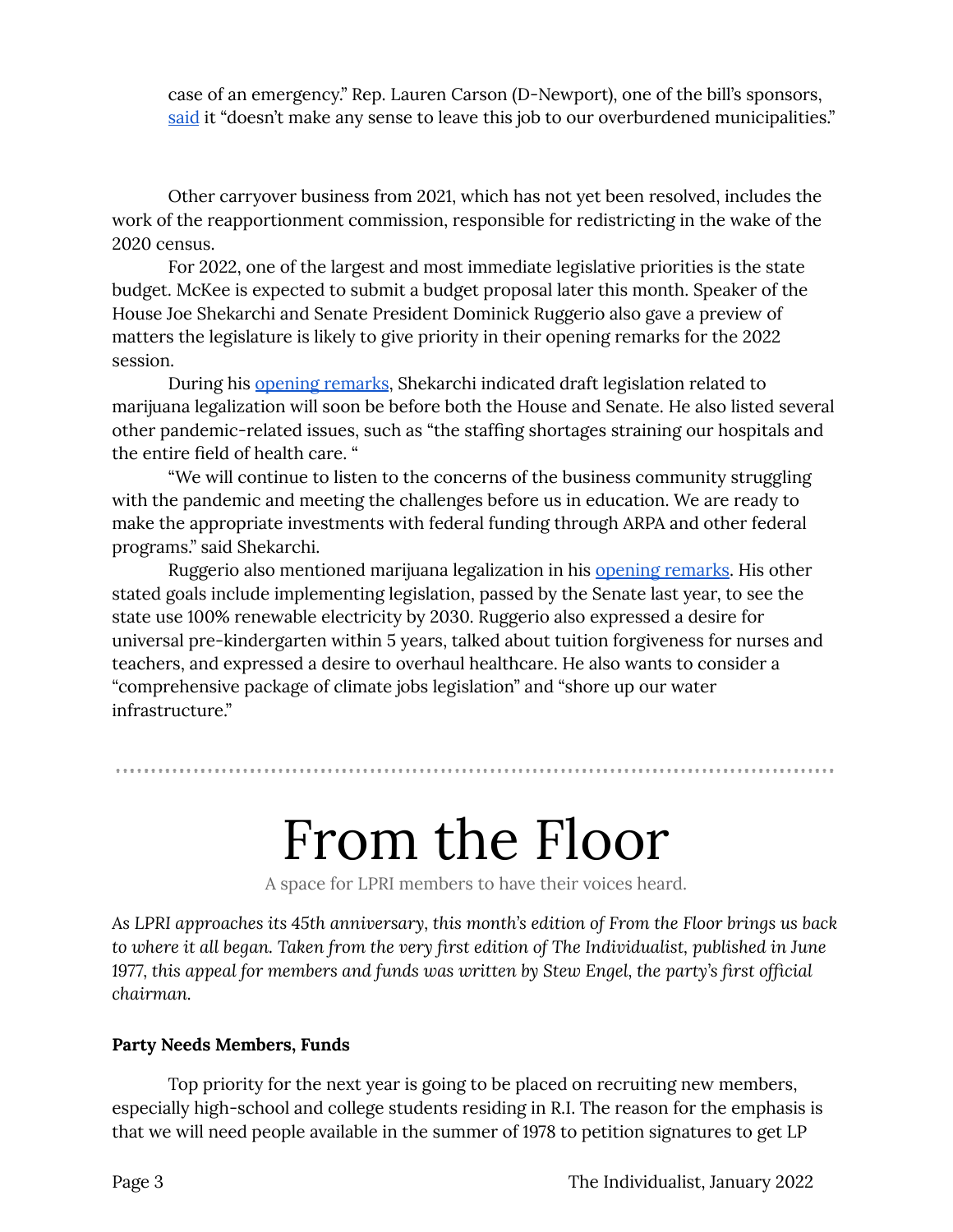case of an emergency." Rep. Lauren Carson (D-Newport), one of the bill's sponsors, said it "doesn't make any sense to leave this job to our overburdened municipalities."

Other carryover business from 2021, which has not yet been resolved, includes the work of the reapportionment commission, responsible for redistricting in the wake of the 2020 census.

For 2022, one of the largest and most immediate legislative priorities is the state budget. McKee is expected to submit a budget proposal later this month. Speaker of the House Joe Shekarchi and Senate President Dominick Ruggerio also gave a preview of matters the legislature is likely to give priority in their opening remarks for the 2022 session.

During his opening remarks, Shekarchi indicated draft legislation related to marijuana legalization will soon be before both the House and Senate. He also listed several other pandemic-related issues, such as "the staffing shortages straining our hospitals and the entire field of health care. "

"We will continue to listen to the concerns of the business community struggling with the pandemic and meeting the challenges before us in education. We are ready to make the appropriate investments with federal funding through ARPA and other federal programs." said Shekarchi.

Ruggerio also mentioned marijuana legalization in his opening remarks. His other stated goals include implementing legislation, passed by the Senate last year, to see the state use 100% renewable electricity by 2030. Ruggerio also expressed a desire for universal pre-kindergarten within 5 years, talked about tuition forgiveness for nurses and teachers, and expressed a desire to overhaul healthcare. He also wants to consider a "comprehensive package of climate jobs legislation" and "shore up our water infrastructure."

---

# From the Floor

A space for LPRI members to have their voices heard.

*As LPRI approaches its 45th anniversary, this month's edition of From the Floor brings us back to where it all began. Taken from the very first edition of The Individualist, published in June 1977, this appeal for members and funds was written by Stew Engel, the party's first official chairman.*

**Party Needs Members, Funds**

Top priority for the next year is going to be placed on recruiting new members, especially high-school and college students residing in R.I. The reason for the emphasis is that we will need people available in the summer of 1978 to petition signatures to get LP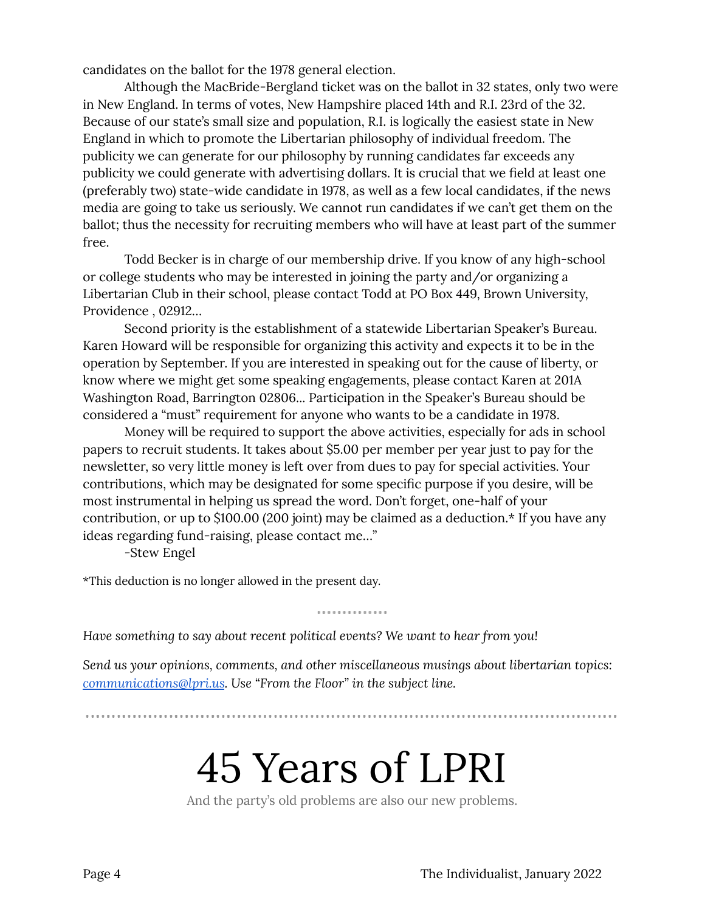candidates on the ballot for the 1978 general election.

Although the MacBride-Bergland ticket was on the ballot in 32 states, only two were in New England. In terms of votes, New Hampshire placed 14th and R.I. 23rd of the 32. Because of our state's small size and population, R.I. is logically the easiest state in New England in which to promote the Libertarian philosophy of individual freedom. The publicity we can generate for our philosophy by running candidates far exceeds any publicity we could generate with advertising dollars. It is crucial that we field at least one (preferably two) state-wide candidate in 1978, as well as a few local candidates, if the news media are going to take us seriously. We cannot run candidates if we can't get them on the ballot; thus the necessity for recruiting members who will have at least part of the summer free.

Todd Becker is in charge of our membership drive. If you know of any high-school or college students who may be interested in joining the party and/or organizing a Libertarian Club in their school, please contact Todd at PO Box 449, Brown University, Providence , 02912…

Second priority is the establishment of a statewide Libertarian Speaker's Bureau. Karen Howard will be responsible for organizing this activity and expects it to be in the operation by September. If you are interested in speaking out for the cause of liberty, or know where we might get some speaking engagements, please contact Karen at 201A Washington Road, Barrington 02806… Participation in the Speaker's Bureau should be considered a "must" requirement for anyone who wants to be a candidate in 1978.

Money will be required to support the above activities, especially for ads in school papers to recruit students. It takes about $5.00 per member per year just to pay for the newsletter, so very little money is left over from dues to pay for special activities. Your contributions, which may be designated for some specific purpose if you desire, will be most instrumental in helping us spread the word. Don't forget, one-half of your contribution, or up to $100.00 (200 joint) may be claimed as a deduction.* If you have any ideas regarding fund-raising, please contact me…"

-Stew Engel

*This deduction is no longer allowed in the present day.

*Have something to say about recent political events? We want to hear from you!*

*Send us your opinions, comments, and other miscellaneous musings about libertarian topics: [communications@lpri.us](mailto:communications@lpri.us). Use "From the Floor" in the subject line.*

---

# 45 Years of LPRI

And the party's old problems are also our new problems.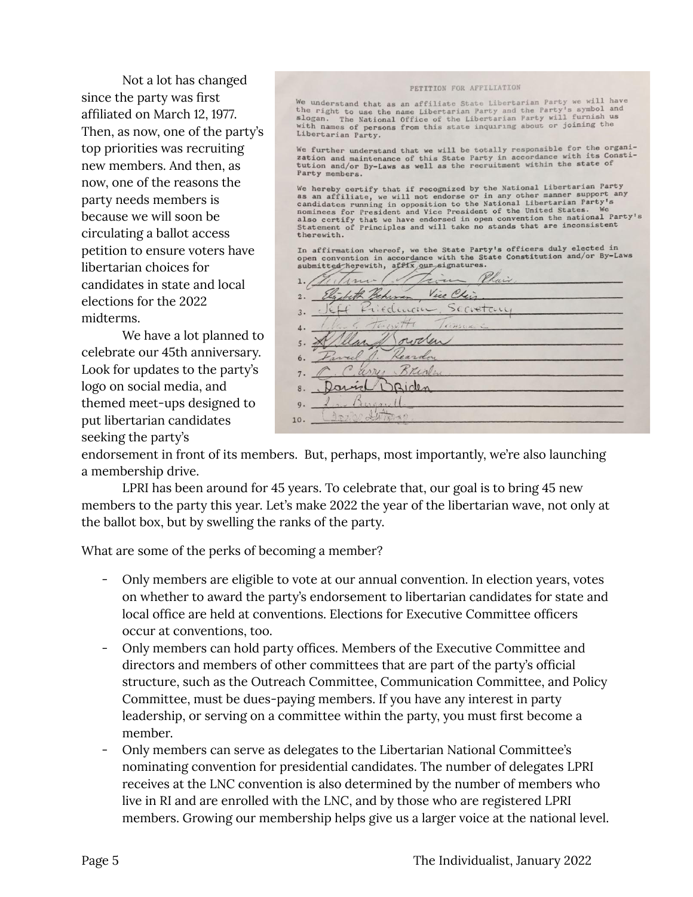Not a lot has changed since the party was first affiliated on March 12, 1977. Then, as now, one of the party's top priorities was recruiting new members. And then, as now, one of the reasons the party needs members is because we will soon be circulating a ballot access petition to ensure voters have libertarian choices for candidates in state and local elections for the 2022 midterms.

PETITION FOR AFFILIATION

We understand that as an affiliate State Libertarian Party we will have the right to use the name Libertarian Party and the Party's symbol and slogan. The National Office of the Libertarian Party will furnish us with names of persons from this state inquiring about or joining the Libertarian Party.

We further understand that we will be totally responsible for the organization and maintenance of this State Party in accordance with its Constitution and/or By-Laws as well as the recruitment within the state of Party members.

We hereby certify that if recognized by the National Libertarian Party as an affiliate, we will not endorse or in any other manner support any candidates running in opposition to the National Libertarian Party's nominees for President and Vice President of the United States. We also certify that we have endorsed in open convention the national Party's Statement of Principles and will take no stands that are inconsistent therewith.

In affirmation whereof, we the State Party's officers duly elected in open convention in accordance with the State Constitution and/or By-Laws submitted herewith, affix our signatures.

1. [signature], Chair
2. Elizabeth Behrman, Vice Chair
3. Jeff Friedman, Secretary
4. [signature], Treasurer
5. [signature]
6. David J. Reardon
7. [signature]
8. David Biden
9. [signature]
10. [signature]

We have a lot planned to celebrate our 45th anniversary. Look for updates to the party's logo on social media, and themed meet-ups designed to put libertarian candidates seeking the party's endorsement in front of its members. But, perhaps, most importantly, we're also launching a membership drive.

LPRI has been around for 45 years. To celebrate that, our goal is to bring 45 new members to the party this year. Let's make 2022 the year of the libertarian wave, not only at the ballot box, but by swelling the ranks of the party.

What are some of the perks of becoming a member?

- Only members are eligible to vote at our annual convention. In election years, votes on whether to award the party's endorsement to libertarian candidates for state and local office are held at conventions. Elections for Executive Committee officers occur at conventions, too.
- Only members can hold party offices. Members of the Executive Committee and directors and members of other committees that are part of the party's official structure, such as the Outreach Committee, Communication Committee, and Policy Committee, must be dues-paying members. If you have any interest in party leadership, or serving on a committee within the party, you must first become a member.
- Only members can serve as delegates to the Libertarian National Committee's nominating convention for presidential candidates. The number of delegates LPRI receives at the LNC convention is also determined by the number of members who live in RI and are enrolled with the LNC, and by those who are registered LPRI members. Growing our membership helps give us a larger voice at the national level.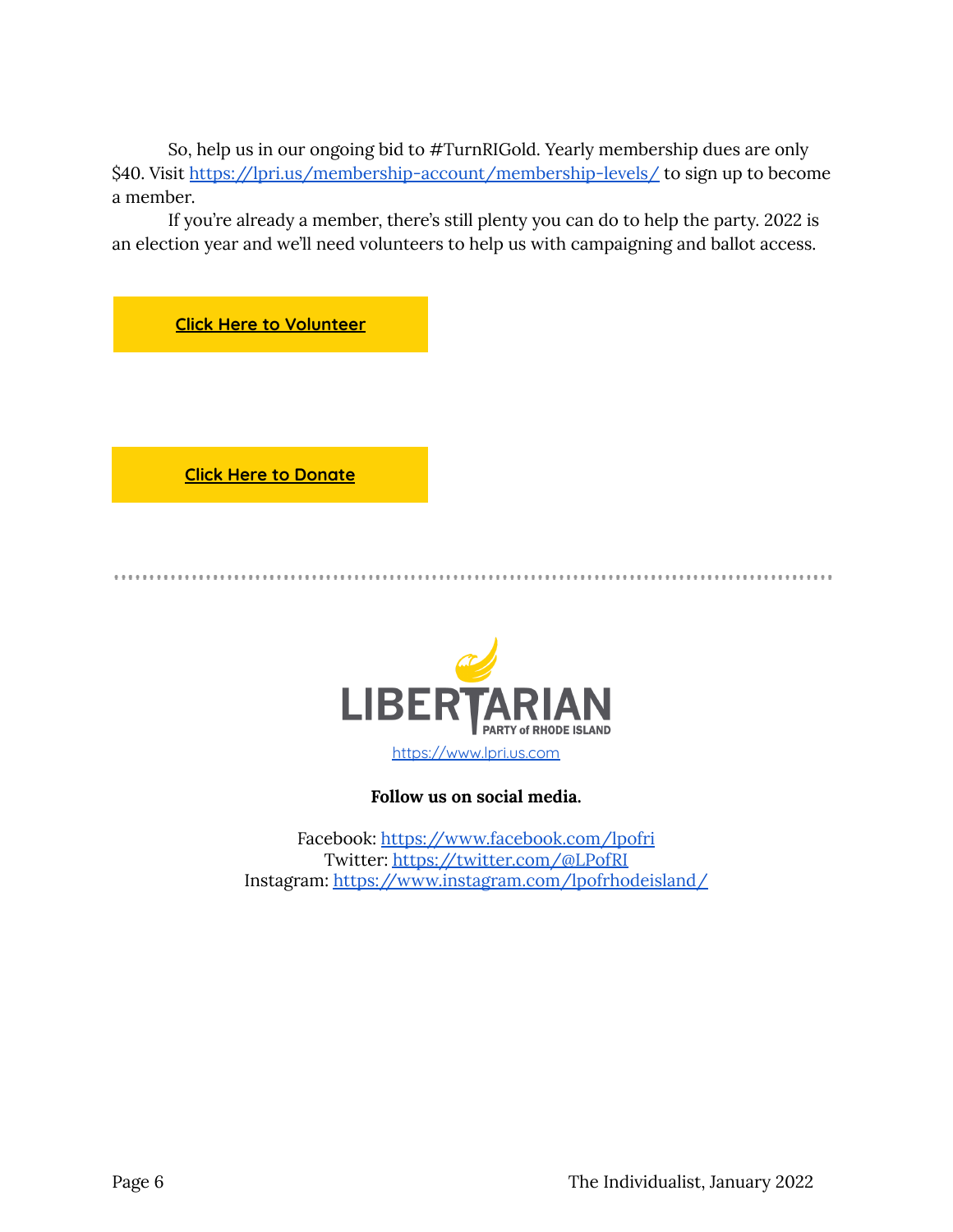So, help us in our ongoing bid to #TurnRIGold. Yearly membership dues are only $40. Visit https://lpri.us/membership-account/membership-levels/ to sign up to become a member.

If you're already a member, there's still plenty you can do to help the party. 2022 is an election year and we'll need volunteers to help us with campaigning and ballot access.

**Click Here to Volunteer**

**Click Here to Donate**

---

LIBERTARIAN PARTY of RHODE ISLAND

https://www.lpri.us.com

**Follow us on social media.**

Facebook: https://www.facebook.com/lpofri
Twitter: https://twitter.com/@LPofRI
Instagram: https://www.instagram.com/lpofrhodeisland/